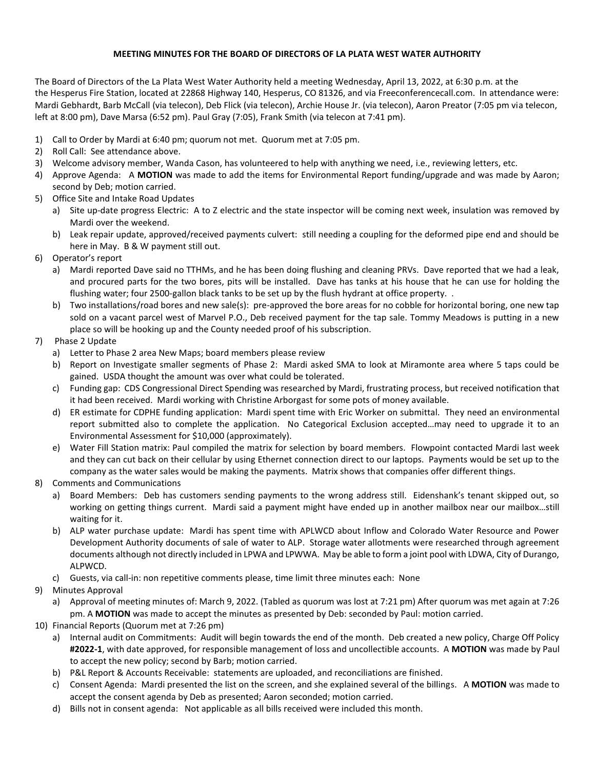**MEETING MINUTES FOR THE BOARD OF DIRECTORS OF LA PLATA WEST WATER AUTHORITY**

The Board of Directors of the La Plata West Water Authority held a meeting Wednesday, April 13, 2022, at 6:30 p.m. at the the Hesperus Fire Station, located at 22868 Highway 140, Hesperus, CO 81326, and via Freeconferencecall.com. In attendance were: Mardi Gebhardt, Barb McCall (via telecon), Deb Flick (via telecon), Archie House Jr. (via telecon), Aaron Preator (7:05 pm via telecon, left at 8:00 pm), Dave Marsa (6:52 pm). Paul Gray (7:05), Frank Smith (via telecon at 7:41 pm).

1) Call to Order by Mardi at 6:40 pm; quorum not met. Quorum met at 7:05 pm.
2) Roll Call: See attendance above.
3) Welcome advisory member, Wanda Cason, has volunteered to help with anything we need, i.e., reviewing letters, etc.
4) Approve Agenda: A **MOTION** was made to add the items for Environmental Report funding/upgrade and was made by Aaron; second by Deb; motion carried.
5) Office Site and Intake Road Updates
   a) Site up-date progress Electric: A to Z electric and the state inspector will be coming next week, insulation was removed by Mardi over the weekend.
   b) Leak repair update, approved/received payments culvert: still needing a coupling for the deformed pipe end and should be here in May. B & W payment still out.
6) Operator's report
   a) Mardi reported Dave said no TTHMs, and he has been doing flushing and cleaning PRVs. Dave reported that we had a leak, and procured parts for the two bores, pits will be installed. Dave has tanks at his house that he can use for holding the flushing water; four 2500-gallon black tanks to be set up by the flush hydrant at office property. .
   b) Two installations/road bores and new sale(s): pre-approved the bore areas for no cobble for horizontal boring, one new tap sold on a vacant parcel west of Marvel P.O., Deb received payment for the tap sale. Tommy Meadows is putting in a new place so will be hooking up and the County needed proof of his subscription.
7) Phase 2 Update
   a) Letter to Phase 2 area New Maps; board members please review
   b) Report on Investigate smaller segments of Phase 2: Mardi asked SMA to look at Miramonte area where 5 taps could be gained. USDA thought the amount was over what could be tolerated.
   c) Funding gap: CDS Congressional Direct Spending was researched by Mardi, frustrating process, but received notification that it had been received. Mardi working with Christine Arborgast for some pots of money available.
   d) ER estimate for CDPHE funding application: Mardi spent time with Eric Worker on submittal. They need an environmental report submitted also to complete the application. No Categorical Exclusion accepted…may need to upgrade it to an Environmental Assessment for $10,000 (approximately).
   e) Water Fill Station matrix: Paul compiled the matrix for selection by board members. Flowpoint contacted Mardi last week and they can cut back on their cellular by using Ethernet connection direct to our laptops. Payments would be set up to the company as the water sales would be making the payments. Matrix shows that companies offer different things.
8) Comments and Communications
   a) Board Members: Deb has customers sending payments to the wrong address still. Eidenshank's tenant skipped out, so working on getting things current. Mardi said a payment might have ended up in another mailbox near our mailbox…still waiting for it.
   b) ALP water purchase update: Mardi has spent time with APLWCD about Inflow and Colorado Water Resource and Power Development Authority documents of sale of water to ALP. Storage water allotments were researched through agreement documents although not directly included in LPWA and LPWWA. May be able to form a joint pool with LDWA, City of Durango, ALPWCD.
   c) Guests, via call-in: non repetitive comments please, time limit three minutes each: None
9) Minutes Approval
   a) Approval of meeting minutes of: March 9, 2022. (Tabled as quorum was lost at 7:21 pm) After quorum was met again at 7:26 pm. A **MOTION** was made to accept the minutes as presented by Deb: seconded by Paul: motion carried.
10) Financial Reports (Quorum met at 7:26 pm)
    a) Internal audit on Commitments: Audit will begin towards the end of the month. Deb created a new policy, Charge Off Policy **#2022-1**, with date approved, for responsible management of loss and uncollectible accounts. A **MOTION** was made by Paul to accept the new policy; second by Barb; motion carried.
    b) P&L Report & Accounts Receivable: statements are uploaded, and reconciliations are finished.
    c) Consent Agenda: Mardi presented the list on the screen, and she explained several of the billings. A **MOTION** was made to accept the consent agenda by Deb as presented; Aaron seconded; motion carried.
    d) Bills not in consent agenda: Not applicable as all bills received were included this month.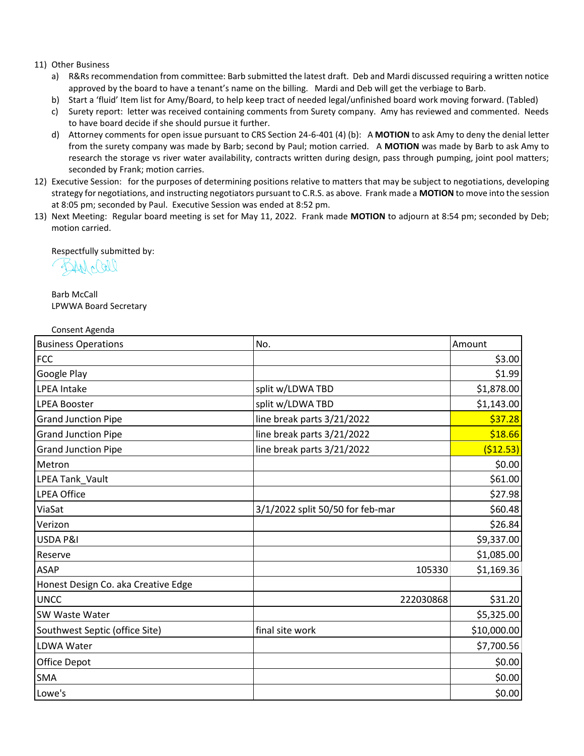11) Other Business
    a) R&Rs recommendation from committee: Barb submitted the latest draft. Deb and Mardi discussed requiring a written notice approved by the board to have a tenant's name on the billing. Mardi and Deb will get the verbiage to Barb.
    b) Start a 'fluid' Item list for Amy/Board, to help keep tract of needed legal/unfinished board work moving forward. (Tabled)
    c) Surety report: letter was received containing comments from Surety company. Amy has reviewed and commented. Needs to have board decide if she should pursue it further.
    d) Attorney comments for open issue pursuant to CRS Section 24-6-401 (4) (b): A **MOTION** to ask Amy to deny the denial letter from the surety company was made by Barb; second by Paul; motion carried. A **MOTION** was made by Barb to ask Amy to research the storage vs river water availability, contracts written during design, pass through pumping, joint pool matters; seconded by Frank; motion carries.
12) Executive Session: for the purposes of determining positions relative to matters that may be subject to negotiations, developing strategy for negotiations, and instructing negotiators pursuant to C.R.S. as above. Frank made a **MOTION** to move into the session at 8:05 pm; seconded by Paul. Executive Session was ended at 8:52 pm.
13) Next Meeting: Regular board meeting is set for May 11, 2022. Frank made **MOTION** to adjourn at 8:54 pm; seconded by Deb; motion carried.

Respectfully submitted by:

Barb McCall
LPWWA Board Secretary

Consent Agenda

| Business Operations | No. | Amount |
|---|---|---|
| FCC | | $3.00 |
| Google Play | | $1.99 |
| LPEA Intake | split w/LDWA TBD | $1,878.00 |
| LPEA Booster | split w/LDWA TBD | $1,143.00 |
| Grand Junction Pipe | line break parts 3/21/2022 | $37.28 |
| Grand Junction Pipe | line break parts 3/21/2022 | $18.66 |
| Grand Junction Pipe | line break parts 3/21/2022 | ($12.53) |
| Metron | | $0.00 |
| LPEA Tank_Vault | | $61.00 |
| LPEA Office | | $27.98 |
| ViaSat | 3/1/2022 split 50/50 for feb-mar | $60.48 |
| Verizon | | $26.84 |
| USDA P&I | | $9,337.00 |
| Reserve | | $1,085.00 |
| ASAP | 105330 | $1,169.36 |
| Honest Design Co. aka Creative Edge | | |
| UNCC | 222030868 | $31.20 |
| SW Waste Water | | $5,325.00 |
| Southwest Septic (office Site) | final site work | $10,000.00 |
| LDWA Water | | $7,700.56 |
| Office Depot | | $0.00 |
| SMA | | $0.00 |
| Lowe's | | $0.00 |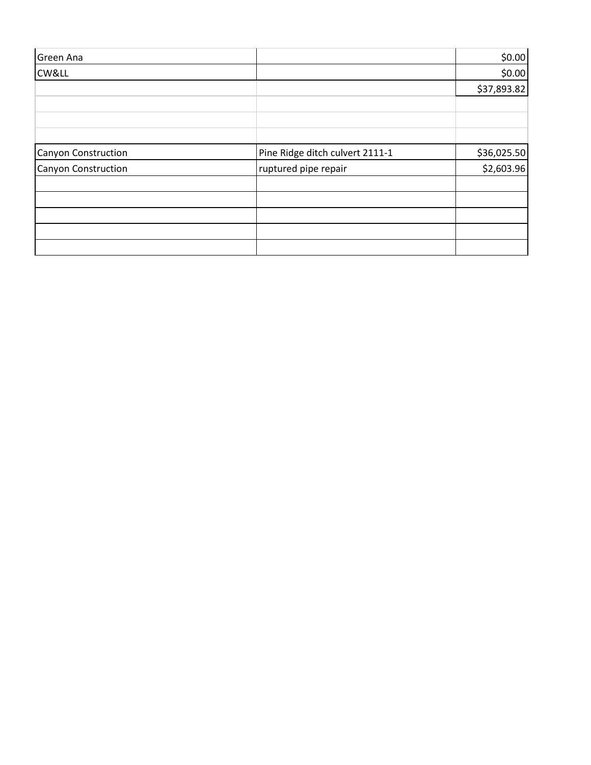| | | |
|---|---|---|
| Green Ana | | $0.00 |
| CW&LL | | $0.00 |
| | | $37,893.82 |
| | | |
| | | |
| | | |
| Canyon Construction | Pine Ridge ditch culvert 2111-1 | $36,025.50 |
| Canyon Construction | ruptured pipe repair | $2,603.96 |
| | | |
| | | |
| | | |
| | | |
| | | |